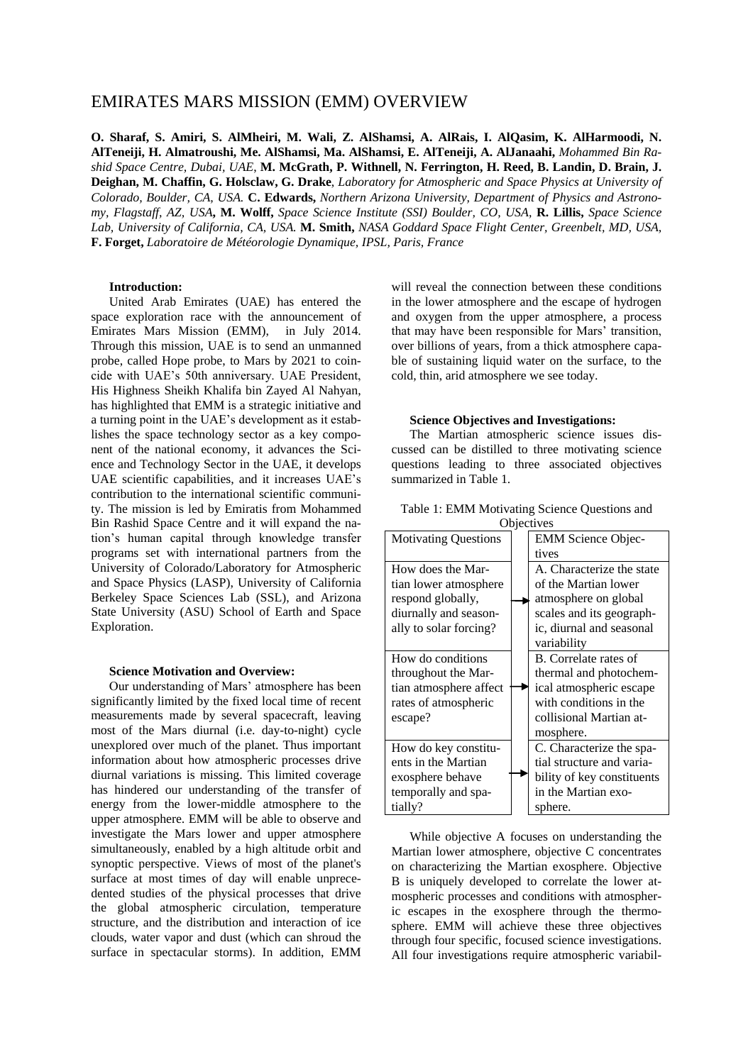# EMIRATES MARS MISSION (EMM) OVERVIEW

**O. Sharaf, S. Amiri, S. AlMheiri, M. Wali, Z. AlShamsi, A. AlRais, I. AlQasim, K. AlHarmoodi, N. AlTeneiji, H. Almatroushi, Me. AlShamsi, Ma. AlShamsi, E. AlTeneiji, A. AlJanaahi,** *Mohammed Bin Rashid Space Centre, Dubai, UAE*, **M. McGrath, P. Withnell, N. Ferrington, H. Reed, B. Landin, D. Brain, J. Deighan, M. Chaffin, G. Holsclaw, G. Drake**, *Laboratory for Atmospheric and Space Physics at University of Colorado, Boulder, CA, USA.* **C. Edwards,** *Northern Arizona University, Department of Physics and Astronomy, Flagstaff, AZ, USA*, **M. Wolff,** *Space Science Institute (SSI) Boulder, CO, USA,* **R. Lillis,** *Space Science Lab, University of California, CA, USA.* **M. Smith,** *NASA Goddard Space Flight Center, Greenbelt, MD, USA,* **F. Forget,** *Laboratoire de Météorologie Dynamique, IPSL, Paris, France*

**Introduction:**

United Arab Emirates (UAE) has entered the space exploration race with the announcement of Emirates Mars Mission (EMM), in July 2014. Through this mission, UAE is to send an unmanned probe, called Hope probe, to Mars by 2021 to coincide with UAE's 50th anniversary. UAE President, His Highness Sheikh Khalifa bin Zayed Al Nahyan, has highlighted that EMM is a strategic initiative and a turning point in the UAE's development as it establishes the space technology sector as a key component of the national economy, it advances the Science and Technology Sector in the UAE, it develops UAE scientific capabilities, and it increases UAE's contribution to the international scientific community. The mission is led by Emiratis from Mohammed Bin Rashid Space Centre and it will expand the nation's human capital through knowledge transfer programs set with international partners from the University of Colorado/Laboratory for Atmospheric and Space Physics (LASP), University of California Berkeley Space Sciences Lab (SSL), and Arizona State University (ASU) School of Earth and Space Exploration.

**Science Motivation and Overview:**

Our understanding of Mars' atmosphere has been significantly limited by the fixed local time of recent measurements made by several spacecraft, leaving most of the Mars diurnal (i.e. day-to-night) cycle unexplored over much of the planet. Thus important information about how atmospheric processes drive diurnal variations is missing. This limited coverage has hindered our understanding of the transfer of energy from the lower-middle atmosphere to the upper atmosphere. EMM will be able to observe and investigate the Mars lower and upper atmosphere simultaneously, enabled by a high altitude orbit and synoptic perspective. Views of most of the planet's surface at most times of day will enable unprecedented studies of the physical processes that drive the global atmospheric circulation, temperature structure, and the distribution and interaction of ice clouds, water vapor and dust (which can shroud the surface in spectacular storms). In addition, EMM will reveal the connection between these conditions in the lower atmosphere and the escape of hydrogen and oxygen from the upper atmosphere, a process that may have been responsible for Mars' transition, over billions of years, from a thick atmosphere capable of sustaining liquid water on the surface, to the cold, thin, arid atmosphere we see today.

**Science Objectives and Investigations:**

The Martian atmospheric science issues discussed can be distilled to three motivating science questions leading to three associated objectives summarized in Table 1.

Table 1: EMM Motivating Science Questions and Objectives

| Motivating Questions | | EMM Science Objectives |
|---|---|---|
| How does the Martian lower atmosphere respond globally, diurnally and seasonally to solar forcing? | → | A. Characterize the state of the Martian lower atmosphere on global scales and its geographic, diurnal and seasonal variability |
| How do conditions throughout the Martian atmosphere affect rates of atmospheric escape? | → | B. Correlate rates of thermal and photochemical atmospheric escape with conditions in the collisional Martian atmosphere. |
| How do key constituents in the Martian exosphere behave temporally and spatially? | → | C. Characterize the spatial structure and variability of key constituents in the Martian exosphere. |

While objective A focuses on understanding the Martian lower atmosphere, objective C concentrates on characterizing the Martian exosphere. Objective B is uniquely developed to correlate the lower atmospheric processes and conditions with atmospheric escapes in the exosphere through the thermosphere. EMM will achieve these three objectives through four specific, focused science investigations. All four investigations require atmospheric variabil-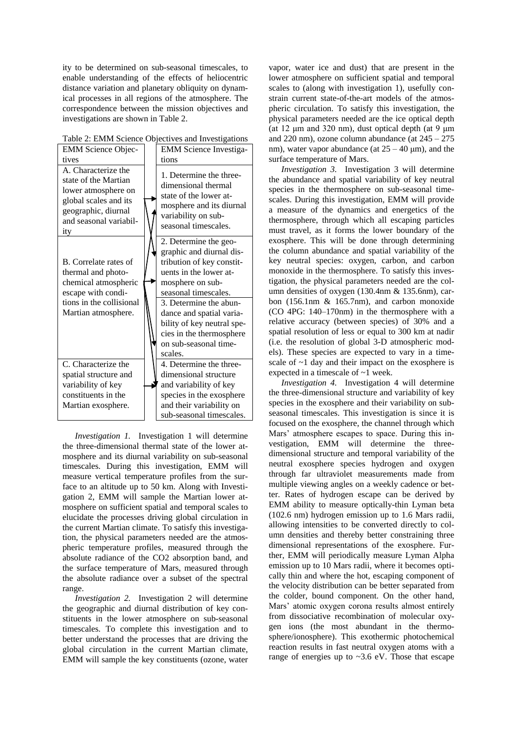ity to be determined on sub-seasonal timescales, to enable understanding of the effects of heliocentric distance variation and planetary obliquity on dynamical processes in all regions of the atmosphere. The correspondence between the mission objectives and investigations are shown in Table 2.

Table 2: EMM Science Objectives and Investigations

| EMM Science Objectives | EMM Science Investigations |
| --- | --- |
| A. Characterize the state of the Martian lower atmosphere on global scales and its geographic, diurnal and seasonal variability | 1. Determine the three-dimensional thermal state of the lower atmosphere and its diurnal variability on sub-seasonal timescales. |
| B. Correlate rates of thermal and photochemical atmospheric escape with conditions in the collisional Martian atmosphere. | 2. Determine the geographic and diurnal distribution of key constituents in the lower atmosphere on sub-seasonal timescales. |
| | 3. Determine the abundance and spatial variability of key neutral species in the thermosphere on sub-seasonal timescales. |
| C. Characterize the spatial structure and variability of key constituents in the Martian exosphere. | 4. Determine the three-dimensional structure and variability of key species in the exosphere and their variability on sub-seasonal timescales. |

*Investigation 1.* Investigation 1 will determine the three-dimensional thermal state of the lower atmosphere and its diurnal variability on sub-seasonal timescales. During this investigation, EMM will measure vertical temperature profiles from the surface to an altitude up to 50 km. Along with Investigation 2, EMM will sample the Martian lower atmosphere on sufficient spatial and temporal scales to elucidate the processes driving global circulation in the current Martian climate. To satisfy this investigation, the physical parameters needed are the atmospheric temperature profiles, measured through the absolute radiance of the CO2 absorption band, and the surface temperature of Mars, measured through the absolute radiance over a subset of the spectral range.

*Investigation 2.* Investigation 2 will determine the geographic and diurnal distribution of key constituents in the lower atmosphere on sub-seasonal timescales. To complete this investigation and to better understand the processes that are driving the global circulation in the current Martian climate, EMM will sample the key constituents (ozone, water vapor, water ice and dust) that are present in the lower atmosphere on sufficient spatial and temporal scales to (along with investigation 1), usefully constrain current state-of-the-art models of the atmospheric circulation. To satisfy this investigation, the physical parameters needed are the ice optical depth (at 12 μm and 320 nm), dust optical depth (at 9 μm and 220 nm), ozone column abundance (at 245 – 275 nm), water vapor abundance (at 25 – 40 μm), and the surface temperature of Mars.

*Investigation 3.* Investigation 3 will determine the abundance and spatial variability of key neutral species in the thermosphere on sub-seasonal timescales. During this investigation, EMM will provide a measure of the dynamics and energetics of the thermosphere, through which all escaping particles must travel, as it forms the lower boundary of the exosphere. This will be done through determining the column abundance and spatial variability of the key neutral species: oxygen, carbon, and carbon monoxide in the thermosphere. To satisfy this investigation, the physical parameters needed are the column densities of oxygen (130.4nm & 135.6nm), carbon (156.1nm & 165.7nm), and carbon monoxide (CO 4PG: 140–170nm) in the thermosphere with a relative accuracy (between species) of 30% and a spatial resolution of less or equal to 300 km at nadir (i.e. the resolution of global 3-D atmospheric models). These species are expected to vary in a timescale of ~1 day and their impact on the exosphere is expected in a timescale of ~1 week.

*Investigation 4.* Investigation 4 will determine the three-dimensional structure and variability of key species in the exosphere and their variability on sub-seasonal timescales. This investigation is since it is focused on the exosphere, the channel through which Mars' atmosphere escapes to space. During this investigation, EMM will determine the three-dimensional structure and temporal variability of the neutral exosphere species hydrogen and oxygen through far ultraviolet measurements made from multiple viewing angles on a weekly cadence or better. Rates of hydrogen escape can be derived by EMM ability to measure optically-thin Lyman beta (102.6 nm) hydrogen emission up to 1.6 Mars radii, allowing intensities to be converted directly to column densities and thereby better constraining three dimensional representations of the exosphere. Further, EMM will periodically measure Lyman Alpha emission up to 10 Mars radii, where it becomes optically thin and where the hot, escaping component of the velocity distribution can be better separated from the colder, bound component. On the other hand, Mars' atomic oxygen corona results almost entirely from dissociative recombination of molecular oxygen ions (the most abundant in the thermosphere/ionosphere). This exothermic photochemical reaction results in fast neutral oxygen atoms with a range of energies up to ~3.6 eV. Those that escape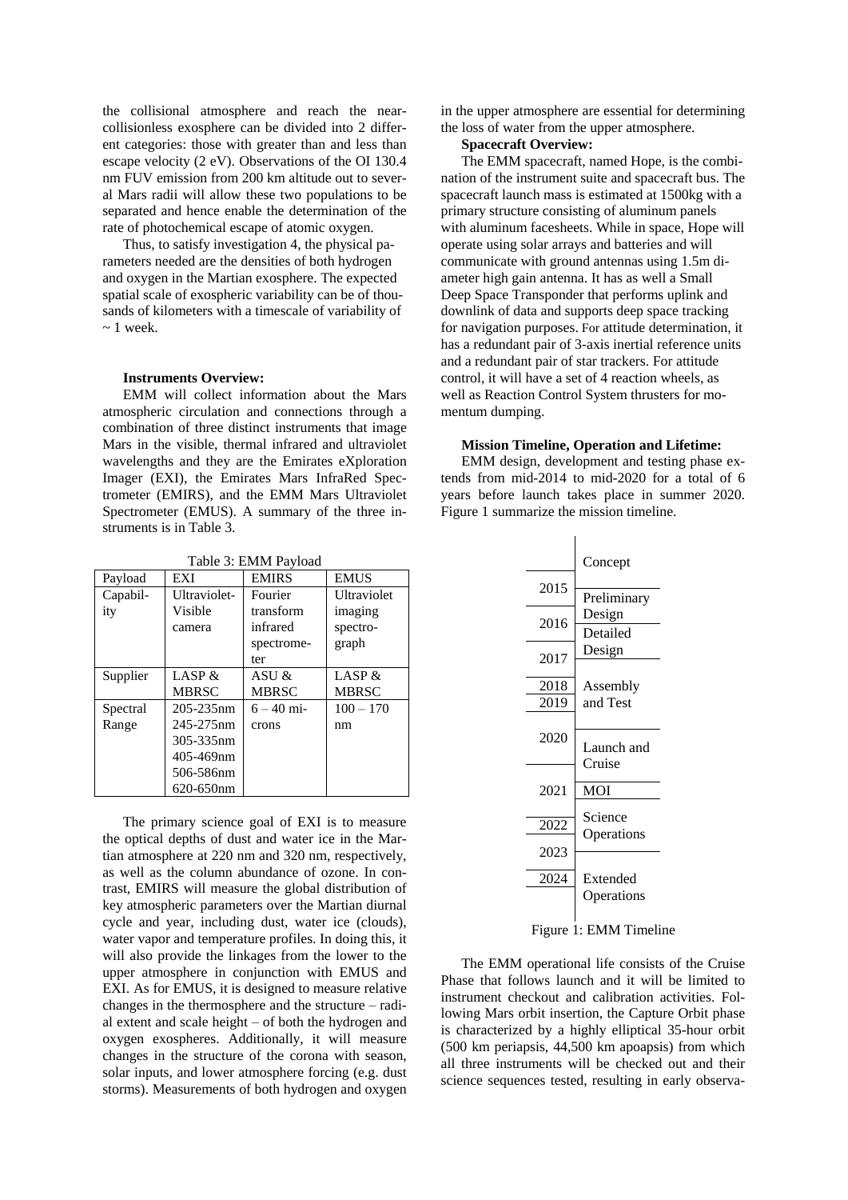the collisional atmosphere and reach the near-collisionless exosphere can be divided into 2 different categories: those with greater than and less than escape velocity (2 eV). Observations of the OI 130.4 nm FUV emission from 200 km altitude out to several Mars radii will allow these two populations to be separated and hence enable the determination of the rate of photochemical escape of atomic oxygen.

Thus, to satisfy investigation 4, the physical parameters needed are the densities of both hydrogen and oxygen in the Martian exosphere. The expected spatial scale of exospheric variability can be of thousands of kilometers with a timescale of variability of ~ 1 week.

**Instruments Overview:**

EMM will collect information about the Mars atmospheric circulation and connections through a combination of three distinct instruments that image Mars in the visible, thermal infrared and ultraviolet wavelengths and they are the Emirates eXploration Imager (EXI), the Emirates Mars InfraRed Spectrometer (EMIRS), and the EMM Mars Ultraviolet Spectrometer (EMUS). A summary of the three instruments is in Table 3.

Table 3: EMM Payload

| Payload | EXI | EMIRS | EMUS |
|---|---|---|---|
| Capability | Ultraviolet-Visible camera | Fourier transform infrared spectrometer | Ultraviolet imaging spectrograph |
| Supplier | LASP & MBRSC | ASU & MBRSC | LASP & MBRSC |
| Spectral Range | 205-235nm<br>245-275nm<br>305-335nm<br>405-469nm<br>506-586nm<br>620-650nm | 6 – 40 microns | 100 – 170 nm |

The primary science goal of EXI is to measure the optical depths of dust and water ice in the Martian atmosphere at 220 nm and 320 nm, respectively, as well as the column abundance of ozone. In contrast, EMIRS will measure the global distribution of key atmospheric parameters over the Martian diurnal cycle and year, including dust, water ice (clouds), water vapor and temperature profiles. In doing this, it will also provide the linkages from the lower to the upper atmosphere in conjunction with EMUS and EXI. As for EMUS, it is designed to measure relative changes in the thermosphere and the structure – radial extent and scale height – of both the hydrogen and oxygen exospheres. Additionally, it will measure changes in the structure of the corona with season, solar inputs, and lower atmosphere forcing (e.g. dust storms). Measurements of both hydrogen and oxygen in the upper atmosphere are essential for determining the loss of water from the upper atmosphere.

**Spacecraft Overview:**

The EMM spacecraft, named Hope, is the combination of the instrument suite and spacecraft bus. The spacecraft launch mass is estimated at 1500kg with a primary structure consisting of aluminum panels with aluminum facesheets. While in space, Hope will operate using solar arrays and batteries and will communicate with ground antennas using 1.5m diameter high gain antenna. It has as well a Small Deep Space Transponder that performs uplink and downlink of data and supports deep space tracking for navigation purposes. For attitude determination, it has a redundant pair of 3-axis inertial reference units and a redundant pair of star trackers. For attitude control, it will have a set of 4 reaction wheels, as well as Reaction Control System thrusters for momentum dumping.

**Mission Timeline, Operation and Lifetime:**

EMM design, development and testing phase extends from mid-2014 to mid-2020 for a total of 6 years before launch takes place in summer 2020. Figure 1 summarize the mission timeline.

| Year | Phase |
|---|---|
| | Concept |
| 2015 | Preliminary Design |
| 2016 | Detailed Design |
| 2017 | |
| 2018 | Assembly and Test |
| 2019 | |
| 2020 | Launch and Cruise |
| 2021 | MOI |
| 2022 | Science Operations |
| 2023 | |
| 2024 | Extended Operations |

Figure 1: EMM Timeline

The EMM operational life consists of the Cruise Phase that follows launch and it will be limited to instrument checkout and calibration activities. Following Mars orbit insertion, the Capture Orbit phase is characterized by a highly elliptical 35-hour orbit (500 km periapsis, 44,500 km apoapsis) from which all three instruments will be checked out and their science sequences tested, resulting in early observa-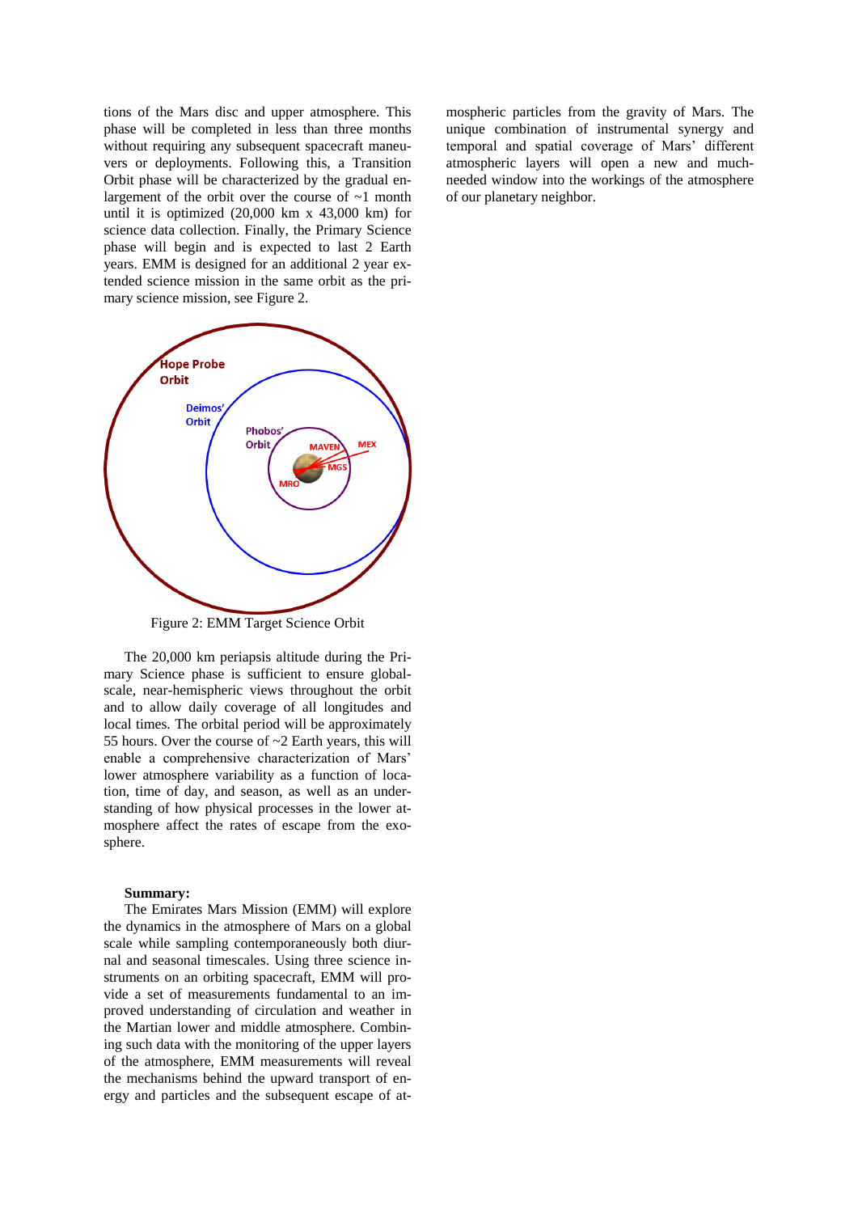tions of the Mars disc and upper atmosphere. This phase will be completed in less than three months without requiring any subsequent spacecraft maneuvers or deployments. Following this, a Transition Orbit phase will be characterized by the gradual enlargement of the orbit over the course of ~1 month until it is optimized (20,000 km x 43,000 km) for science data collection. Finally, the Primary Science phase will begin and is expected to last 2 Earth years. EMM is designed for an additional 2 year extended science mission in the same orbit as the primary science mission, see Figure 2.

Hope Probe Orbit
Deimos' Orbit
Phobos' Orbit
MAVEN
MEX
MGS
MRO

Figure 2: EMM Target Science Orbit

The 20,000 km periapsis altitude during the Primary Science phase is sufficient to ensure global-scale, near-hemispheric views throughout the orbit and to allow daily coverage of all longitudes and local times. The orbital period will be approximately 55 hours. Over the course of ~2 Earth years, this will enable a comprehensive characterization of Mars' lower atmosphere variability as a function of location, time of day, and season, as well as an understanding of how physical processes in the lower atmosphere affect the rates of escape from the exosphere.

**Summary:**

The Emirates Mars Mission (EMM) will explore the dynamics in the atmosphere of Mars on a global scale while sampling contemporaneously both diurnal and seasonal timescales. Using three science instruments on an orbiting spacecraft, EMM will provide a set of measurements fundamental to an improved understanding of circulation and weather in the Martian lower and middle atmosphere. Combining such data with the monitoring of the upper layers of the atmosphere, EMM measurements will reveal the mechanisms behind the upward transport of energy and particles and the subsequent escape of atmospheric particles from the gravity of Mars. The unique combination of instrumental synergy and temporal and spatial coverage of Mars' different atmospheric layers will open a new and much-needed window into the workings of the atmosphere of our planetary neighbor.